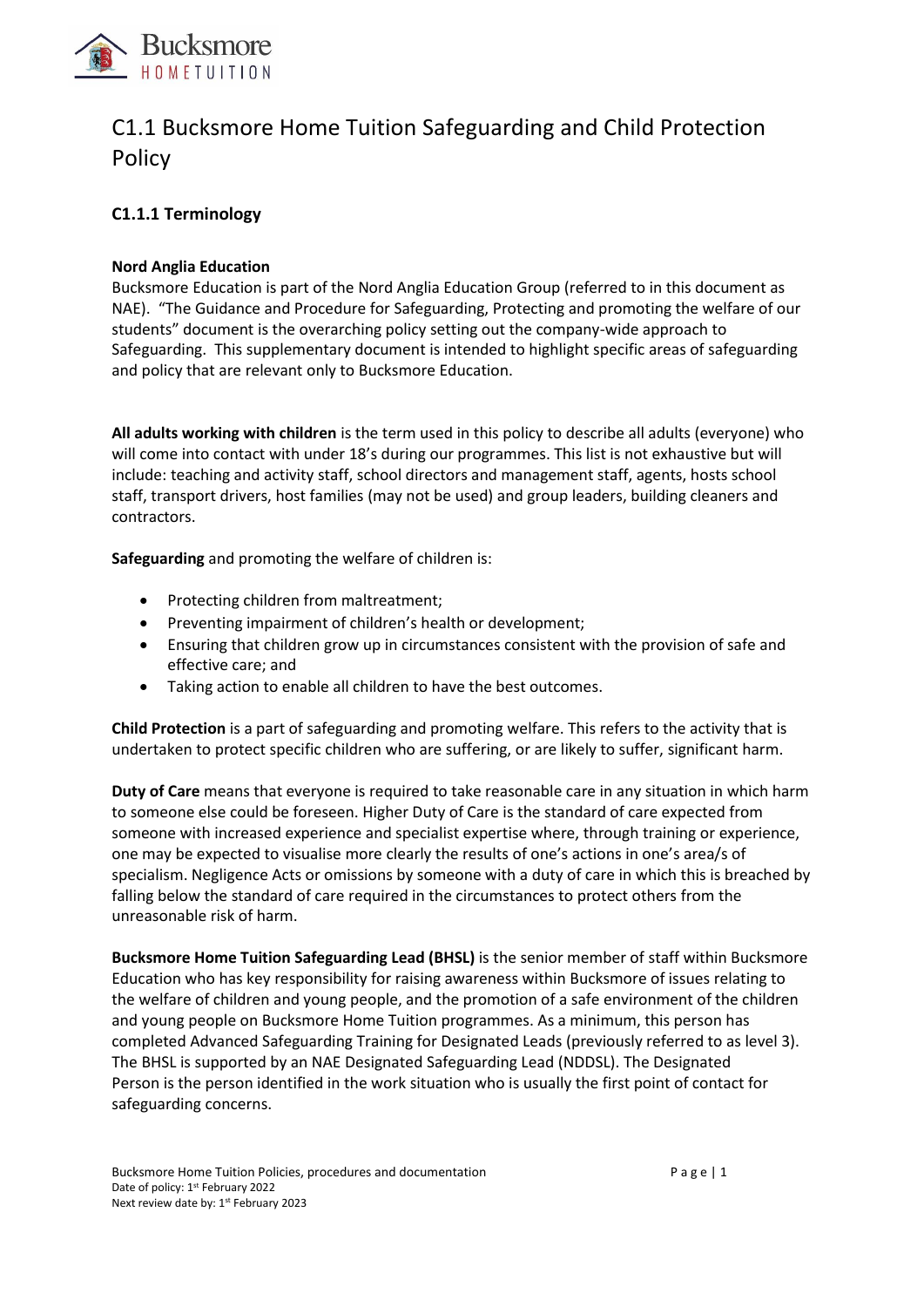# C1.1 Bucksmore Home Tuition Safeguarding and Child Protection Policy

### C1.1.1 Terminology

**Nord Anglia Education**
Bucksmore Education is part of the Nord Anglia Education Group (referred to in this document as NAE). "The Guidance and Procedure for Safeguarding, Protecting and promoting the welfare of our students" document is the overarching policy setting out the company-wide approach to Safeguarding. This supplementary document is intended to highlight specific areas of safeguarding and policy that are relevant only to Bucksmore Education.

**All adults working with children** is the term used in this policy to describe all adults (everyone) who will come into contact with under 18's during our programmes. This list is not exhaustive but will include: teaching and activity staff, school directors and management staff, agents, hosts school staff, transport drivers, host families (may not be used) and group leaders, building cleaners and contractors.

**Safeguarding** and promoting the welfare of children is:

- Protecting children from maltreatment;
- Preventing impairment of children's health or development;
- Ensuring that children grow up in circumstances consistent with the provision of safe and effective care; and
- Taking action to enable all children to have the best outcomes.

**Child Protection** is a part of safeguarding and promoting welfare. This refers to the activity that is undertaken to protect specific children who are suffering, or are likely to suffer, significant harm.

**Duty of Care** means that everyone is required to take reasonable care in any situation in which harm to someone else could be foreseen. Higher Duty of Care is the standard of care expected from someone with increased experience and specialist expertise where, through training or experience, one may be expected to visualise more clearly the results of one's actions in one's area/s of specialism. Negligence Acts or omissions by someone with a duty of care in which this is breached by falling below the standard of care required in the circumstances to protect others from the unreasonable risk of harm.

**Bucksmore Home Tuition Safeguarding Lead (BHSL)** is the senior member of staff within Bucksmore Education who has key responsibility for raising awareness within Bucksmore of issues relating to the welfare of children and young people, and the promotion of a safe environment of the children and young people on Bucksmore Home Tuition programmes. As a minimum, this person has completed Advanced Safeguarding Training for Designated Leads (previously referred to as level 3). The BHSL is supported by an NAE Designated Safeguarding Lead (NDDSL). The Designated Person is the person identified in the work situation who is usually the first point of contact for safeguarding concerns.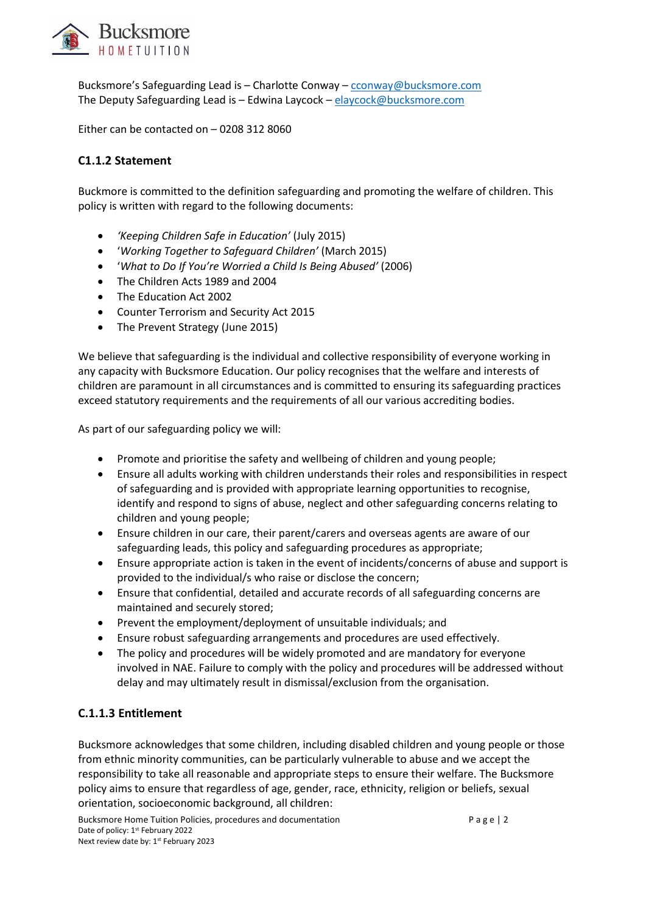Bucksmore's Safeguarding Lead is – Charlotte Conway – [cconway@bucksmore.com](mailto:cconway@bucksmore.com)
The Deputy Safeguarding Lead is – Edwina Laycock – [elaycock@bucksmore.com](mailto:elaycock@bucksmore.com)

Either can be contacted on – 0208 312 8060

### C1.1.2 Statement

Buckmore is committed to the definition safeguarding and promoting the welfare of children. This policy is written with regard to the following documents:

- *'Keeping Children Safe in Education'* (July 2015)
- '*Working Together to Safeguard Children'* (March 2015)
- '*What to Do If You're Worried a Child Is Being Abused'* (2006)
- The Children Acts 1989 and 2004
- The Education Act 2002
- Counter Terrorism and Security Act 2015
- The Prevent Strategy (June 2015)

We believe that safeguarding is the individual and collective responsibility of everyone working in any capacity with Bucksmore Education. Our policy recognises that the welfare and interests of children are paramount in all circumstances and is committed to ensuring its safeguarding practices exceed statutory requirements and the requirements of all our various accrediting bodies.

As part of our safeguarding policy we will:

- Promote and prioritise the safety and wellbeing of children and young people;
- Ensure all adults working with children understands their roles and responsibilities in respect of safeguarding and is provided with appropriate learning opportunities to recognise, identify and respond to signs of abuse, neglect and other safeguarding concerns relating to children and young people;
- Ensure children in our care, their parent/carers and overseas agents are aware of our safeguarding leads, this policy and safeguarding procedures as appropriate;
- Ensure appropriate action is taken in the event of incidents/concerns of abuse and support is provided to the individual/s who raise or disclose the concern;
- Ensure that confidential, detailed and accurate records of all safeguarding concerns are maintained and securely stored;
- Prevent the employment/deployment of unsuitable individuals; and
- Ensure robust safeguarding arrangements and procedures are used effectively.
- The policy and procedures will be widely promoted and are mandatory for everyone involved in NAE. Failure to comply with the policy and procedures will be addressed without delay and may ultimately result in dismissal/exclusion from the organisation.

### C.1.1.3 Entitlement

Bucksmore acknowledges that some children, including disabled children and young people or those from ethnic minority communities, can be particularly vulnerable to abuse and we accept the responsibility to take all reasonable and appropriate steps to ensure their welfare. The Bucksmore policy aims to ensure that regardless of age, gender, race, ethnicity, religion or beliefs, sexual orientation, socioeconomic background, all children: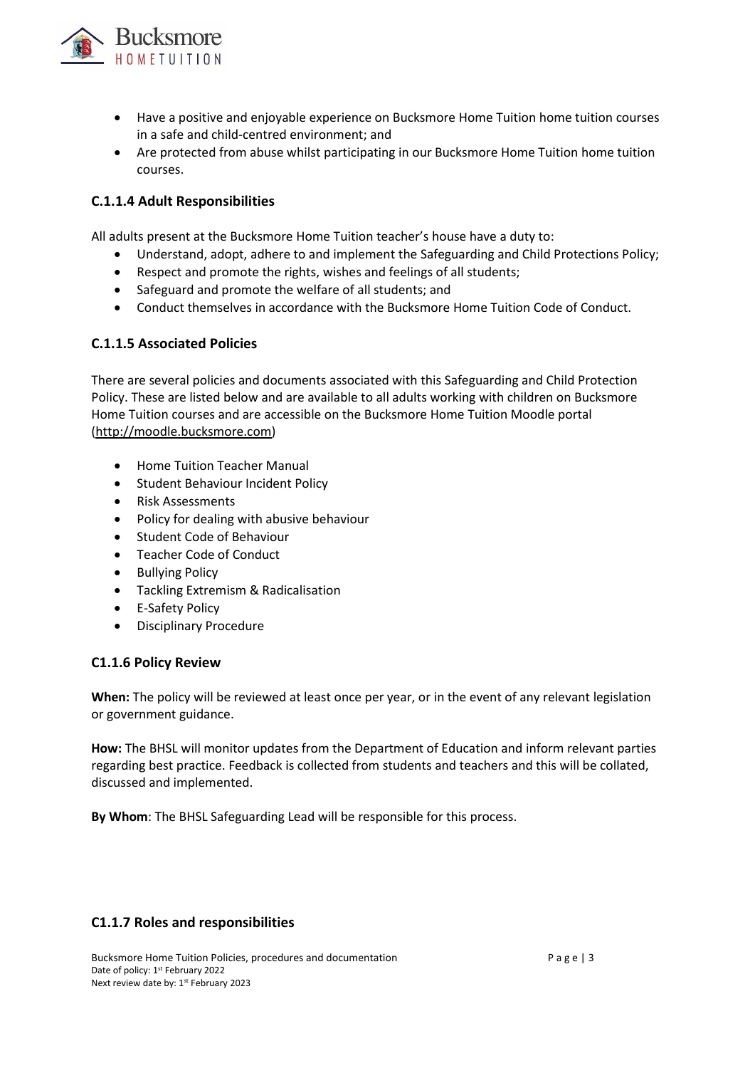- Have a positive and enjoyable experience on Bucksmore Home Tuition home tuition courses in a safe and child-centred environment; and
- Are protected from abuse whilst participating in our Bucksmore Home Tuition home tuition courses.

### C.1.1.4 Adult Responsibilities

All adults present at the Bucksmore Home Tuition teacher's house have a duty to:

- Understand, adopt, adhere to and implement the Safeguarding and Child Protections Policy;
- Respect and promote the rights, wishes and feelings of all students;
- Safeguard and promote the welfare of all students; and
- Conduct themselves in accordance with the Bucksmore Home Tuition Code of Conduct.

### C.1.1.5 Associated Policies

There are several policies and documents associated with this Safeguarding and Child Protection Policy. These are listed below and are available to all adults working with children on Bucksmore Home Tuition courses and are accessible on the Bucksmore Home Tuition Moodle portal (http://moodle.bucksmore.com)

- Home Tuition Teacher Manual
- Student Behaviour Incident Policy
- Risk Assessments
- Policy for dealing with abusive behaviour
- Student Code of Behaviour
- Teacher Code of Conduct
- Bullying Policy
- Tackling Extremism & Radicalisation
- E-Safety Policy
- Disciplinary Procedure

### C1.1.6 Policy Review

**When:** The policy will be reviewed at least once per year, or in the event of any relevant legislation or government guidance.

**How:** The BHSL will monitor updates from the Department of Education and inform relevant parties regarding best practice. Feedback is collected from students and teachers and this will be collated, discussed and implemented.

**By Whom**: The BHSL Safeguarding Lead will be responsible for this process.

### C1.1.7 Roles and responsibilities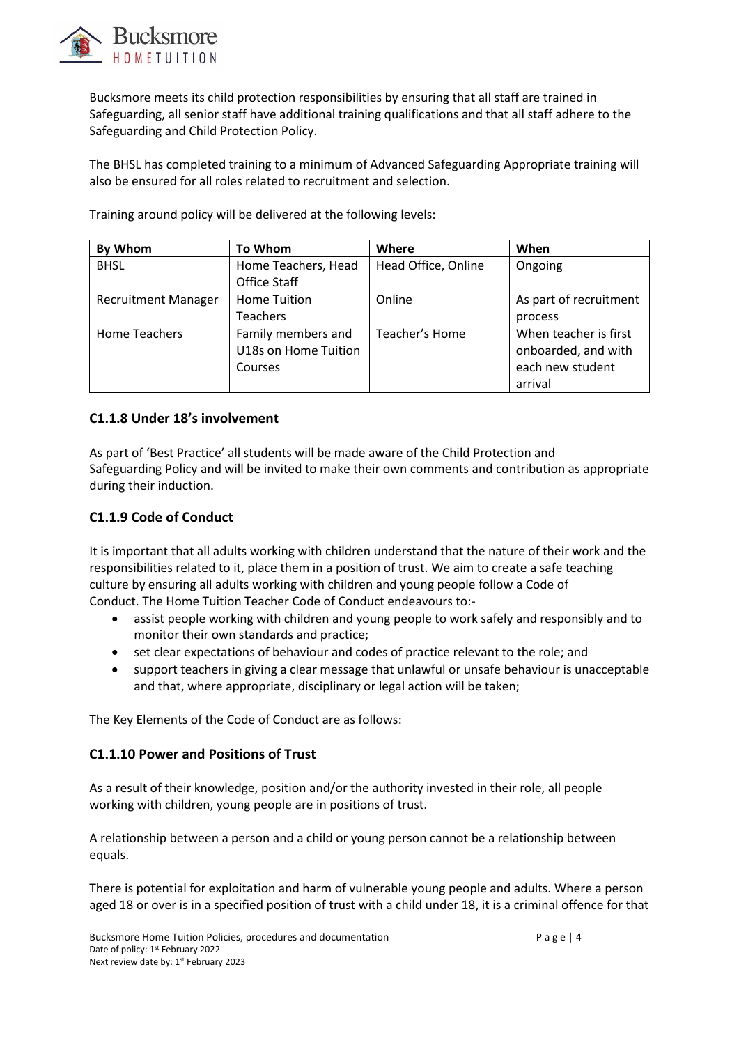Bucksmore meets its child protection responsibilities by ensuring that all staff are trained in Safeguarding, all senior staff have additional training qualifications and that all staff adhere to the Safeguarding and Child Protection Policy.

The BHSL has completed training to a minimum of Advanced Safeguarding Appropriate training will also be ensured for all roles related to recruitment and selection.

Training around policy will be delivered at the following levels:

| By Whom | To Whom | Where | When |
|---|---|---|---|
| BHSL | Home Teachers, Head Office Staff | Head Office, Online | Ongoing |
| Recruitment Manager | Home Tuition Teachers | Online | As part of recruitment process |
| Home Teachers | Family members and U18s on Home Tuition Courses | Teacher's Home | When teacher is first onboarded, and with each new student arrival |

### C1.1.8 Under 18's involvement

As part of 'Best Practice' all students will be made aware of the Child Protection and Safeguarding Policy and will be invited to make their own comments and contribution as appropriate during their induction.

### C1.1.9 Code of Conduct

It is important that all adults working with children understand that the nature of their work and the responsibilities related to it, place them in a position of trust. We aim to create a safe teaching culture by ensuring all adults working with children and young people follow a Code of Conduct. The Home Tuition Teacher Code of Conduct endeavours to:-

- assist people working with children and young people to work safely and responsibly and to monitor their own standards and practice;
- set clear expectations of behaviour and codes of practice relevant to the role; and
- support teachers in giving a clear message that unlawful or unsafe behaviour is unacceptable and that, where appropriate, disciplinary or legal action will be taken;

The Key Elements of the Code of Conduct are as follows:

### C1.1.10 Power and Positions of Trust

As a result of their knowledge, position and/or the authority invested in their role, all people working with children, young people are in positions of trust.

A relationship between a person and a child or young person cannot be a relationship between equals.

There is potential for exploitation and harm of vulnerable young people and adults. Where a person aged 18 or over is in a specified position of trust with a child under 18, it is a criminal offence for that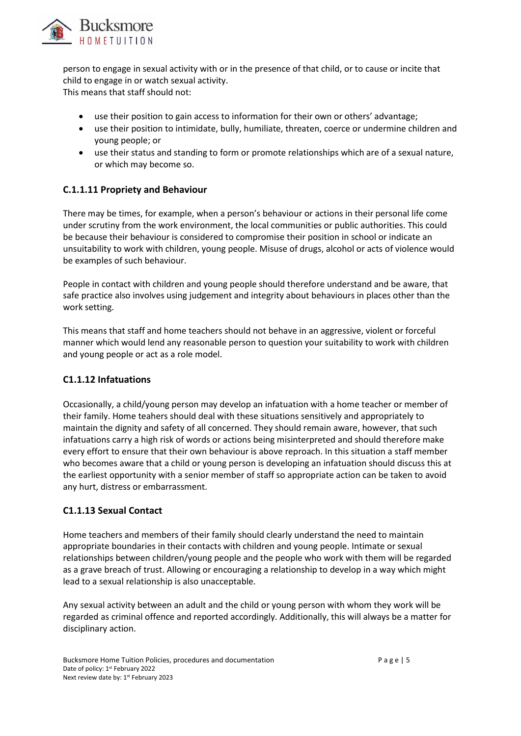person to engage in sexual activity with or in the presence of that child, or to cause or incite that child to engage in or watch sexual activity.
This means that staff should not:

- use their position to gain access to information for their own or others' advantage;
- use their position to intimidate, bully, humiliate, threaten, coerce or undermine children and young people; or
- use their status and standing to form or promote relationships which are of a sexual nature, or which may become so.

### C.1.1.11 Propriety and Behaviour

There may be times, for example, when a person's behaviour or actions in their personal life come under scrutiny from the work environment, the local communities or public authorities. This could be because their behaviour is considered to compromise their position in school or indicate an unsuitability to work with children, young people. Misuse of drugs, alcohol or acts of violence would be examples of such behaviour.

People in contact with children and young people should therefore understand and be aware, that safe practice also involves using judgement and integrity about behaviours in places other than the work setting.

This means that staff and home teachers should not behave in an aggressive, violent or forceful manner which would lend any reasonable person to question your suitability to work with children and young people or act as a role model.

### C1.1.12 Infatuations

Occasionally, a child/young person may develop an infatuation with a home teacher or member of their family. Home teahers should deal with these situations sensitively and appropriately to maintain the dignity and safety of all concerned. They should remain aware, however, that such infatuations carry a high risk of words or actions being misinterpreted and should therefore make every effort to ensure that their own behaviour is above reproach. In this situation a staff member who becomes aware that a child or young person is developing an infatuation should discuss this at the earliest opportunity with a senior member of staff so appropriate action can be taken to avoid any hurt, distress or embarrassment.

### C1.1.13 Sexual Contact

Home teachers and members of their family should clearly understand the need to maintain appropriate boundaries in their contacts with children and young people. Intimate or sexual relationships between children/young people and the people who work with them will be regarded as a grave breach of trust. Allowing or encouraging a relationship to develop in a way which might lead to a sexual relationship is also unacceptable.

Any sexual activity between an adult and the child or young person with whom they work will be regarded as criminal offence and reported accordingly. Additionally, this will always be a matter for disciplinary action.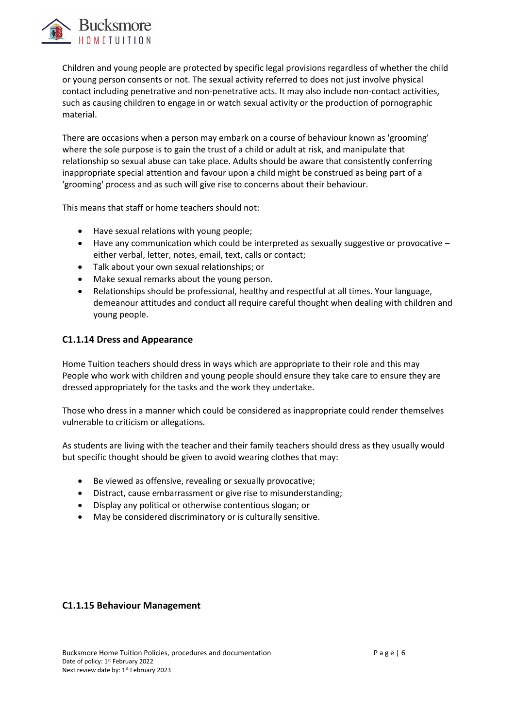Children and young people are protected by specific legal provisions regardless of whether the child or young person consents or not. The sexual activity referred to does not just involve physical contact including penetrative and non-penetrative acts. It may also include non-contact activities, such as causing children to engage in or watch sexual activity or the production of pornographic material.

There are occasions when a person may embark on a course of behaviour known as 'grooming' where the sole purpose is to gain the trust of a child or adult at risk, and manipulate that relationship so sexual abuse can take place. Adults should be aware that consistently conferring inappropriate special attention and favour upon a child might be construed as being part of a 'grooming' process and as such will give rise to concerns about their behaviour.

This means that staff or home teachers should not:

- Have sexual relations with young people;
- Have any communication which could be interpreted as sexually suggestive or provocative – either verbal, letter, notes, email, text, calls or contact;
- Talk about your own sexual relationships; or
- Make sexual remarks about the young person.
- Relationships should be professional, healthy and respectful at all times. Your language, demeanour attitudes and conduct all require careful thought when dealing with children and young people.

### C1.1.14 Dress and Appearance

Home Tuition teachers should dress in ways which are appropriate to their role and this may People who work with children and young people should ensure they take care to ensure they are dressed appropriately for the tasks and the work they undertake.

Those who dress in a manner which could be considered as inappropriate could render themselves vulnerable to criticism or allegations.

As students are living with the teacher and their family teachers should dress as they usually would but specific thought should be given to avoid wearing clothes that may:

- Be viewed as offensive, revealing or sexually provocative;
- Distract, cause embarrassment or give rise to misunderstanding;
- Display any political or otherwise contentious slogan; or
- May be considered discriminatory or is culturally sensitive.

### C1.1.15 Behaviour Management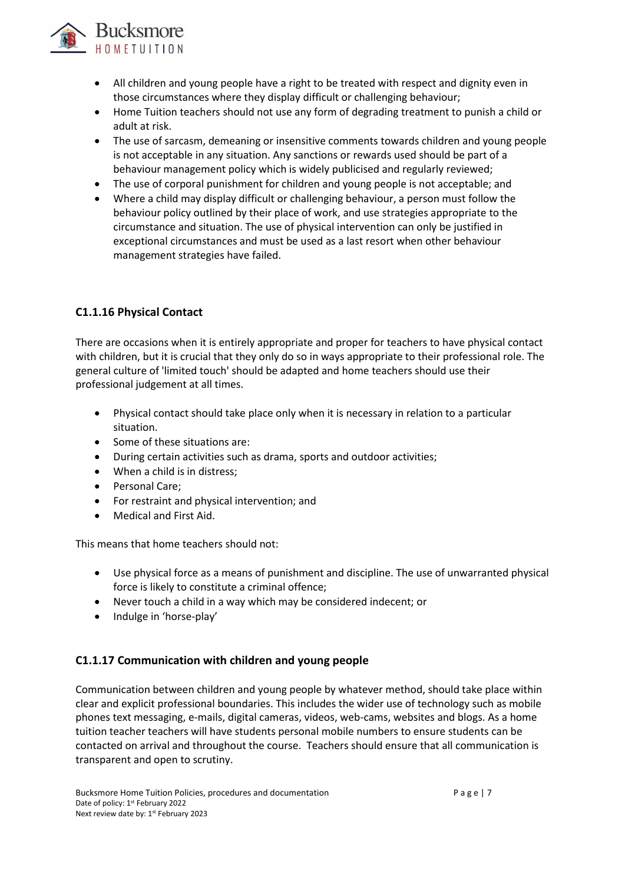- All children and young people have a right to be treated with respect and dignity even in those circumstances where they display difficult or challenging behaviour;
- Home Tuition teachers should not use any form of degrading treatment to punish a child or adult at risk.
- The use of sarcasm, demeaning or insensitive comments towards children and young people is not acceptable in any situation. Any sanctions or rewards used should be part of a behaviour management policy which is widely publicised and regularly reviewed;
- The use of corporal punishment for children and young people is not acceptable; and
- Where a child may display difficult or challenging behaviour, a person must follow the behaviour policy outlined by their place of work, and use strategies appropriate to the circumstance and situation. The use of physical intervention can only be justified in exceptional circumstances and must be used as a last resort when other behaviour management strategies have failed.

### C1.1.16 Physical Contact

There are occasions when it is entirely appropriate and proper for teachers to have physical contact with children, but it is crucial that they only do so in ways appropriate to their professional role. The general culture of 'limited touch' should be adapted and home teachers should use their professional judgement at all times.

- Physical contact should take place only when it is necessary in relation to a particular situation.
- Some of these situations are:
- During certain activities such as drama, sports and outdoor activities;
- When a child is in distress;
- Personal Care;
- For restraint and physical intervention; and
- Medical and First Aid.

This means that home teachers should not:

- Use physical force as a means of punishment and discipline. The use of unwarranted physical force is likely to constitute a criminal offence;
- Never touch a child in a way which may be considered indecent; or
- Indulge in 'horse-play'

### C1.1.17 Communication with children and young people

Communication between children and young people by whatever method, should take place within clear and explicit professional boundaries. This includes the wider use of technology such as mobile phones text messaging, e-mails, digital cameras, videos, web-cams, websites and blogs. As a home tuition teacher teachers will have students personal mobile numbers to ensure students can be contacted on arrival and throughout the course. Teachers should ensure that all communication is transparent and open to scrutiny.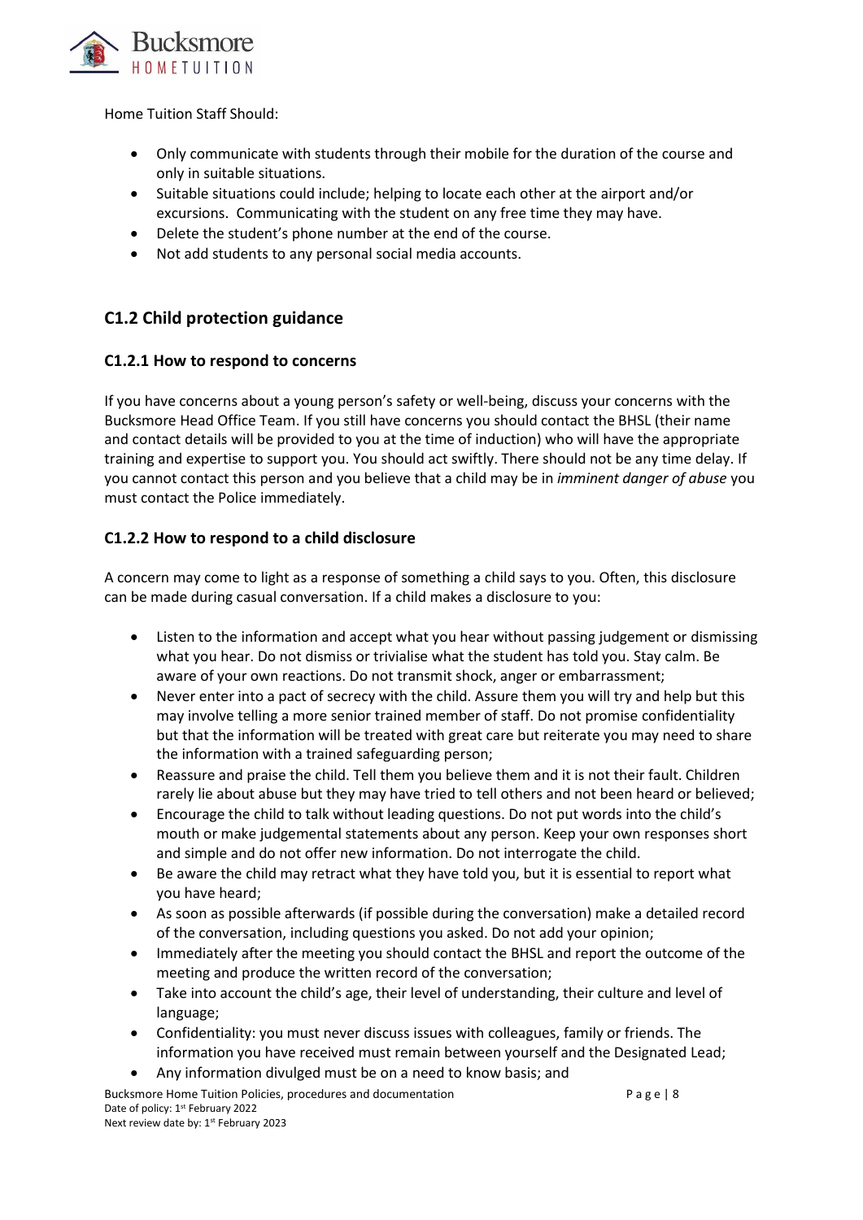Home Tuition Staff Should:

- Only communicate with students through their mobile for the duration of the course and only in suitable situations.
- Suitable situations could include; helping to locate each other at the airport and/or excursions. Communicating with the student on any free time they may have.
- Delete the student's phone number at the end of the course.
- Not add students to any personal social media accounts.

## C1.2 Child protection guidance

### C1.2.1 How to respond to concerns

If you have concerns about a young person's safety or well-being, discuss your concerns with the Bucksmore Head Office Team. If you still have concerns you should contact the BHSL (their name and contact details will be provided to you at the time of induction) who will have the appropriate training and expertise to support you. You should act swiftly. There should not be any time delay. If you cannot contact this person and you believe that a child may be in *imminent danger of abuse* you must contact the Police immediately.

### C1.2.2 How to respond to a child disclosure

A concern may come to light as a response of something a child says to you. Often, this disclosure can be made during casual conversation. If a child makes a disclosure to you:

- Listen to the information and accept what you hear without passing judgement or dismissing what you hear. Do not dismiss or trivialise what the student has told you. Stay calm. Be aware of your own reactions. Do not transmit shock, anger or embarrassment;
- Never enter into a pact of secrecy with the child. Assure them you will try and help but this may involve telling a more senior trained member of staff. Do not promise confidentiality but that the information will be treated with great care but reiterate you may need to share the information with a trained safeguarding person;
- Reassure and praise the child. Tell them you believe them and it is not their fault. Children rarely lie about abuse but they may have tried to tell others and not been heard or believed;
- Encourage the child to talk without leading questions. Do not put words into the child's mouth or make judgemental statements about any person. Keep your own responses short and simple and do not offer new information. Do not interrogate the child.
- Be aware the child may retract what they have told you, but it is essential to report what you have heard;
- As soon as possible afterwards (if possible during the conversation) make a detailed record of the conversation, including questions you asked. Do not add your opinion;
- Immediately after the meeting you should contact the BHSL and report the outcome of the meeting and produce the written record of the conversation;
- Take into account the child's age, their level of understanding, their culture and level of language;
- Confidentiality: you must never discuss issues with colleagues, family or friends. The information you have received must remain between yourself and the Designated Lead;
- Any information divulged must be on a need to know basis; and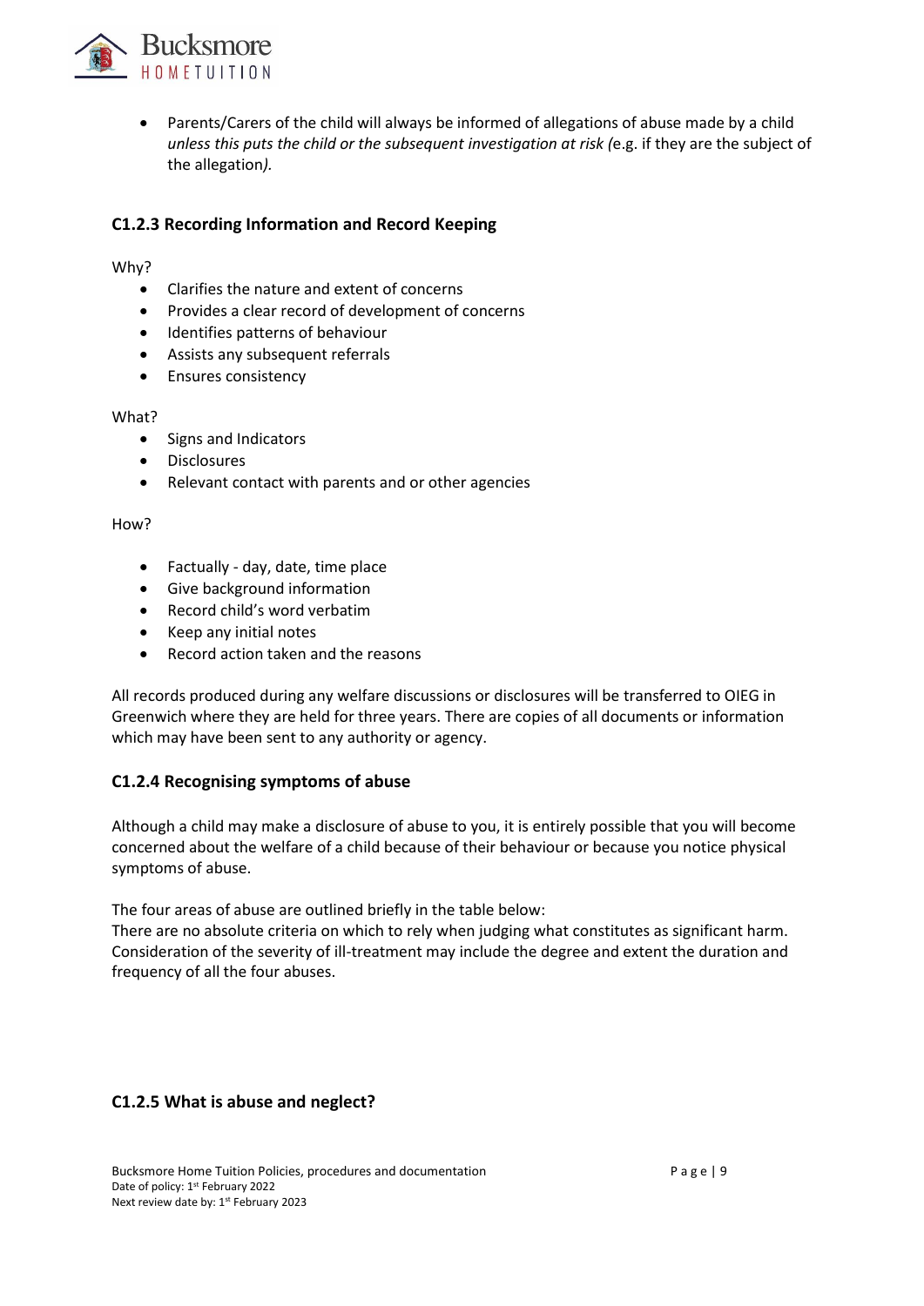- Parents/Carers of the child will always be informed of allegations of abuse made by a child *unless this puts the child or the subsequent investigation at risk (*e.g. if they are the subject of the allegation*).*

### C1.2.3 Recording Information and Record Keeping

Why?

- Clarifies the nature and extent of concerns
- Provides a clear record of development of concerns
- Identifies patterns of behaviour
- Assists any subsequent referrals
- Ensures consistency

What?

- Signs and Indicators
- Disclosures
- Relevant contact with parents and or other agencies

How?

- Factually - day, date, time place
- Give background information
- Record child's word verbatim
- Keep any initial notes
- Record action taken and the reasons

All records produced during any welfare discussions or disclosures will be transferred to OIEG in Greenwich where they are held for three years. There are copies of all documents or information which may have been sent to any authority or agency.

### C1.2.4 Recognising symptoms of abuse

Although a child may make a disclosure of abuse to you, it is entirely possible that you will become concerned about the welfare of a child because of their behaviour or because you notice physical symptoms of abuse.

The four areas of abuse are outlined briefly in the table below:
There are no absolute criteria on which to rely when judging what constitutes as significant harm. Consideration of the severity of ill-treatment may include the degree and extent the duration and frequency of all the four abuses.

### C1.2.5 What is abuse and neglect?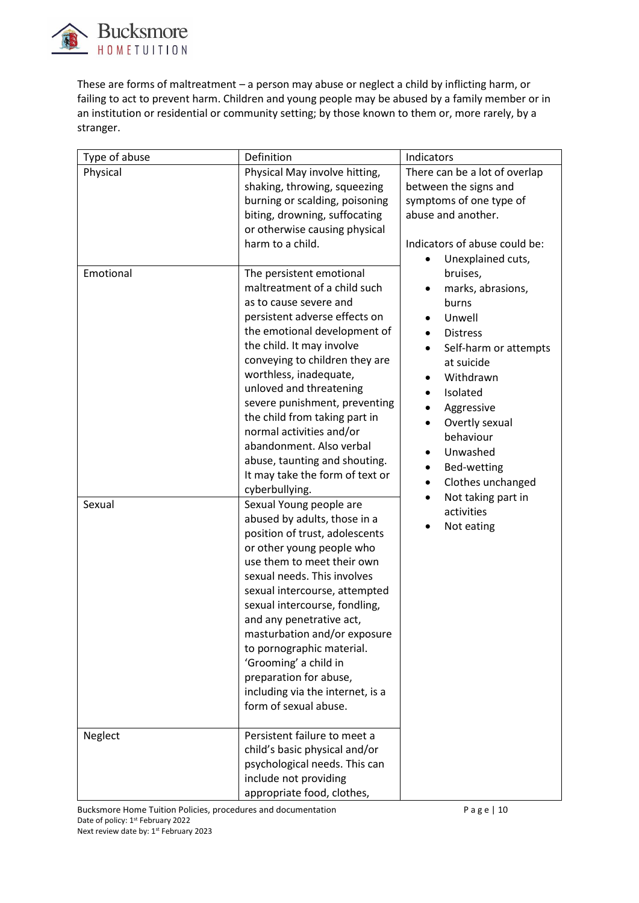These are forms of maltreatment – a person may abuse or neglect a child by inflicting harm, or failing to act to prevent harm. Children and young people may be abused by a family member or in an institution or residential or community setting; by those known to them or, more rarely, by a stranger.

| Type of abuse | Definition | Indicators |
| --- | --- | --- |
| Physical | Physical May involve hitting, shaking, throwing, squeezing burning or scalding, poisoning biting, drowning, suffocating or otherwise causing physical harm to a child. | There can be a lot of overlap between the signs and symptoms of one type of abuse and another.<br><br>Indicators of abuse could be:<br>• Unexplained cuts, bruises,<br>• marks, abrasions, burns<br>• Unwell<br>• Distress<br>• Self-harm or attempts at suicide<br>• Withdrawn<br>• Isolated<br>• Aggressive<br>• Overtly sexual behaviour<br>• Unwashed<br>• Bed-wetting<br>• Clothes unchanged<br>• Not taking part in activities<br>• Not eating |
| Emotional | The persistent emotional maltreatment of a child such as to cause severe and persistent adverse effects on the emotional development of the child. It may involve conveying to children they are worthless, inadequate, unloved and threatening severe punishment, preventing the child from taking part in normal activities and/or abandonment. Also verbal abuse, taunting and shouting. It may take the form of text or cyberbullying. | |
| Sexual | Sexual Young people are abused by adults, those in a position of trust, adolescents or other young people who use them to meet their own sexual needs. This involves sexual intercourse, attempted sexual intercourse, fondling, and any penetrative act, masturbation and/or exposure to pornographic material. 'Grooming' a child in preparation for abuse, including via the internet, is a form of sexual abuse. | |
| Neglect | Persistent failure to meet a child's basic physical and/or psychological needs. This can include not providing appropriate food, clothes, | |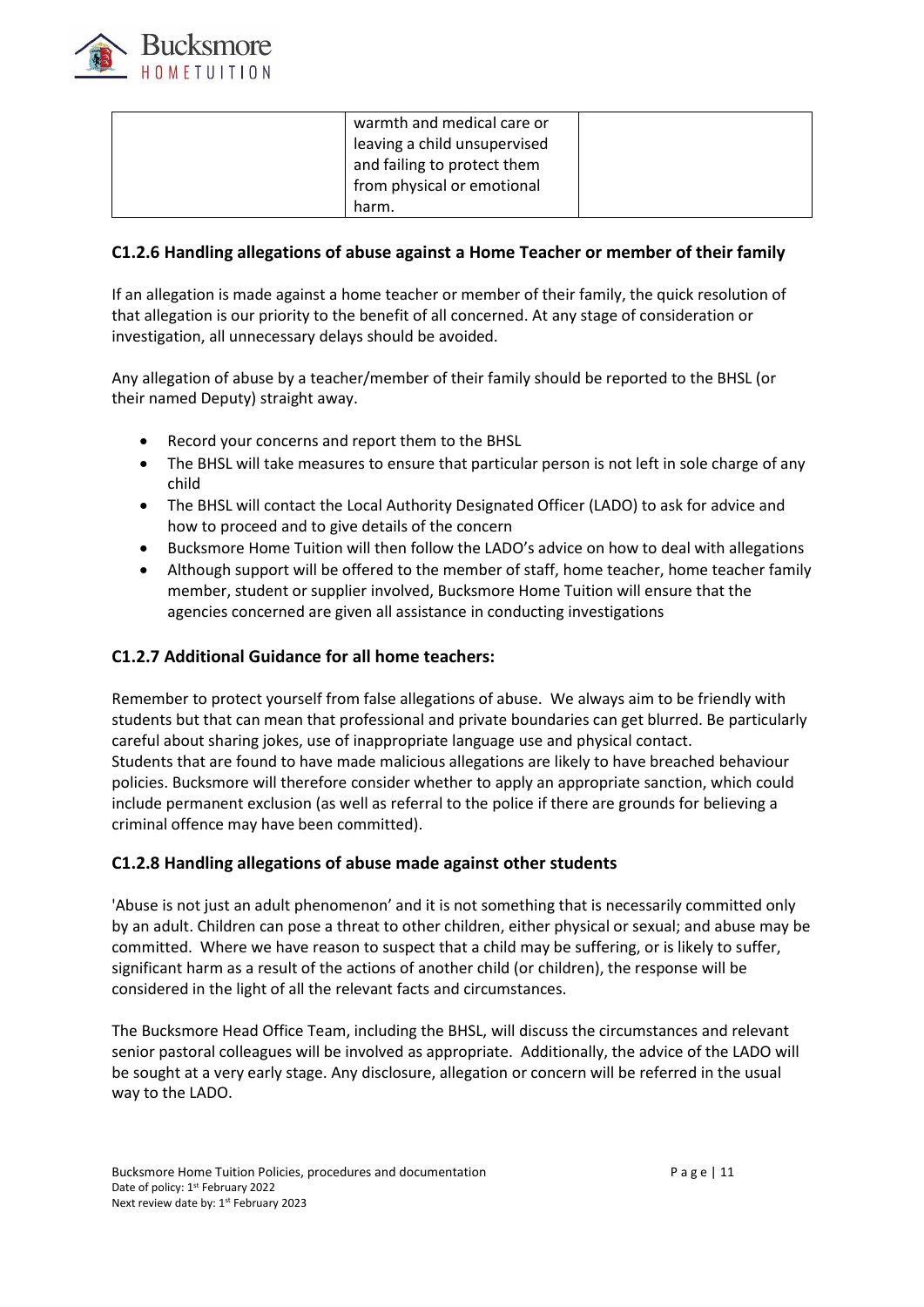|  | warmth and medical care or leaving a child unsupervised and failing to protect them from physical or emotional harm. |  |
| --- | --- | --- |

### C1.2.6 Handling allegations of abuse against a Home Teacher or member of their family

If an allegation is made against a home teacher or member of their family, the quick resolution of that allegation is our priority to the benefit of all concerned. At any stage of consideration or investigation, all unnecessary delays should be avoided.

Any allegation of abuse by a teacher/member of their family should be reported to the BHSL (or their named Deputy) straight away.

- Record your concerns and report them to the BHSL
- The BHSL will take measures to ensure that particular person is not left in sole charge of any child
- The BHSL will contact the Local Authority Designated Officer (LADO) to ask for advice and how to proceed and to give details of the concern
- Bucksmore Home Tuition will then follow the LADO's advice on how to deal with allegations
- Although support will be offered to the member of staff, home teacher, home teacher family member, student or supplier involved, Bucksmore Home Tuition will ensure that the agencies concerned are given all assistance in conducting investigations

### C1.2.7 Additional Guidance for all home teachers:

Remember to protect yourself from false allegations of abuse. We always aim to be friendly with students but that can mean that professional and private boundaries can get blurred. Be particularly careful about sharing jokes, use of inappropriate language use and physical contact. Students that are found to have made malicious allegations are likely to have breached behaviour policies. Bucksmore will therefore consider whether to apply an appropriate sanction, which could include permanent exclusion (as well as referral to the police if there are grounds for believing a criminal offence may have been committed).

### C1.2.8 Handling allegations of abuse made against other students

'Abuse is not just an adult phenomenon' and it is not something that is necessarily committed only by an adult. Children can pose a threat to other children, either physical or sexual; and abuse may be committed. Where we have reason to suspect that a child may be suffering, or is likely to suffer, significant harm as a result of the actions of another child (or children), the response will be considered in the light of all the relevant facts and circumstances.

The Bucksmore Head Office Team, including the BHSL, will discuss the circumstances and relevant senior pastoral colleagues will be involved as appropriate. Additionally, the advice of the LADO will be sought at a very early stage. Any disclosure, allegation or concern will be referred in the usual way to the LADO.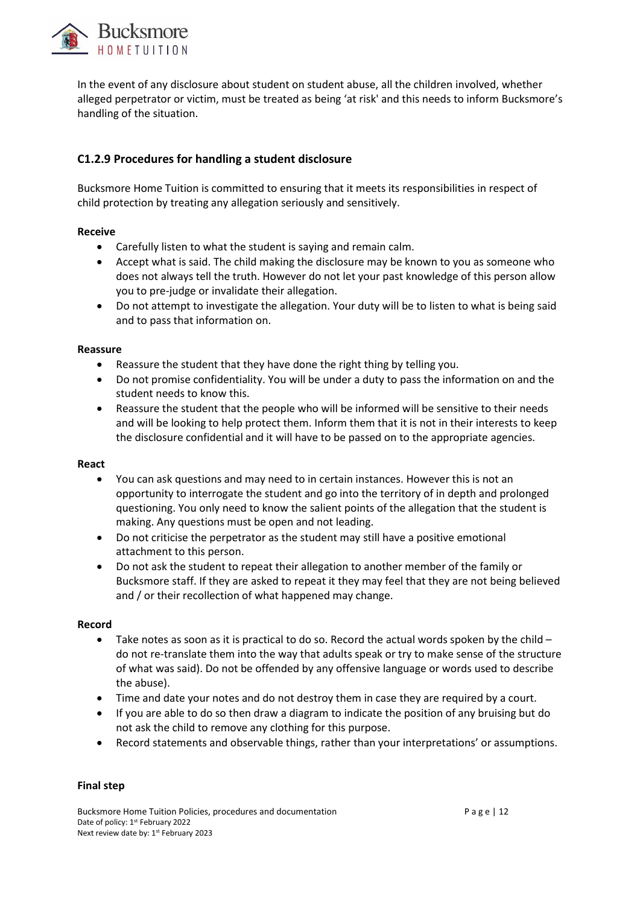In the event of any disclosure about student on student abuse, all the children involved, whether alleged perpetrator or victim, must be treated as being 'at risk' and this needs to inform Bucksmore's handling of the situation.

### C1.2.9 Procedures for handling a student disclosure

Bucksmore Home Tuition is committed to ensuring that it meets its responsibilities in respect of child protection by treating any allegation seriously and sensitively.

**Receive**

- Carefully listen to what the student is saying and remain calm.
- Accept what is said. The child making the disclosure may be known to you as someone who does not always tell the truth. However do not let your past knowledge of this person allow you to pre-judge or invalidate their allegation.
- Do not attempt to investigate the allegation. Your duty will be to listen to what is being said and to pass that information on.

**Reassure**

- Reassure the student that they have done the right thing by telling you.
- Do not promise confidentiality. You will be under a duty to pass the information on and the student needs to know this.
- Reassure the student that the people who will be informed will be sensitive to their needs and will be looking to help protect them. Inform them that it is not in their interests to keep the disclosure confidential and it will have to be passed on to the appropriate agencies.

**React**

- You can ask questions and may need to in certain instances. However this is not an opportunity to interrogate the student and go into the territory of in depth and prolonged questioning. You only need to know the salient points of the allegation that the student is making. Any questions must be open and not leading.
- Do not criticise the perpetrator as the student may still have a positive emotional attachment to this person.
- Do not ask the student to repeat their allegation to another member of the family or Bucksmore staff. If they are asked to repeat it they may feel that they are not being believed and / or their recollection of what happened may change.

**Record**

- Take notes as soon as it is practical to do so. Record the actual words spoken by the child – do not re-translate them into the way that adults speak or try to make sense of the structure of what was said). Do not be offended by any offensive language or words used to describe the abuse).
- Time and date your notes and do not destroy them in case they are required by a court.
- If you are able to do so then draw a diagram to indicate the position of any bruising but do not ask the child to remove any clothing for this purpose.
- Record statements and observable things, rather than your interpretations' or assumptions.

**Final step**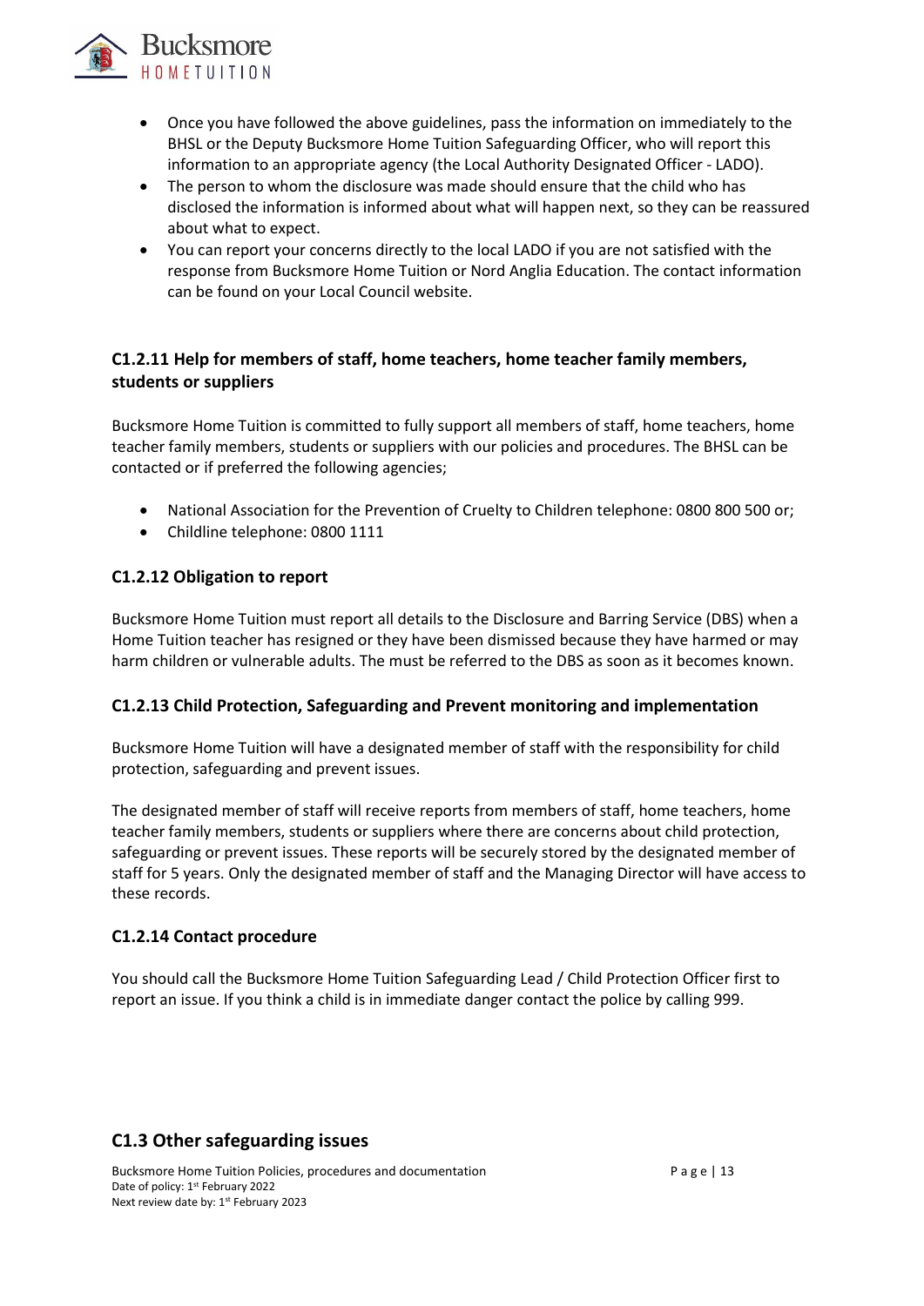- Once you have followed the above guidelines, pass the information on immediately to the BHSL or the Deputy Bucksmore Home Tuition Safeguarding Officer, who will report this information to an appropriate agency (the Local Authority Designated Officer - LADO).
- The person to whom the disclosure was made should ensure that the child who has disclosed the information is informed about what will happen next, so they can be reassured about what to expect.
- You can report your concerns directly to the local LADO if you are not satisfied with the response from Bucksmore Home Tuition or Nord Anglia Education. The contact information can be found on your Local Council website.

### C1.2.11 Help for members of staff, home teachers, home teacher family members, students or suppliers

Bucksmore Home Tuition is committed to fully support all members of staff, home teachers, home teacher family members, students or suppliers with our policies and procedures. The BHSL can be contacted or if preferred the following agencies;

- National Association for the Prevention of Cruelty to Children telephone: 0800 800 500 or;
- Childline telephone: 0800 1111

### C1.2.12 Obligation to report

Bucksmore Home Tuition must report all details to the Disclosure and Barring Service (DBS) when a Home Tuition teacher has resigned or they have been dismissed because they have harmed or may harm children or vulnerable adults. The must be referred to the DBS as soon as it becomes known.

### C1.2.13 Child Protection, Safeguarding and Prevent monitoring and implementation

Bucksmore Home Tuition will have a designated member of staff with the responsibility for child protection, safeguarding and prevent issues.

The designated member of staff will receive reports from members of staff, home teachers, home teacher family members, students or suppliers where there are concerns about child protection, safeguarding or prevent issues. These reports will be securely stored by the designated member of staff for 5 years. Only the designated member of staff and the Managing Director will have access to these records.

### C1.2.14 Contact procedure

You should call the Bucksmore Home Tuition Safeguarding Lead / Child Protection Officer first to report an issue. If you think a child is in immediate danger contact the police by calling 999.

## C1.3 Other safeguarding issues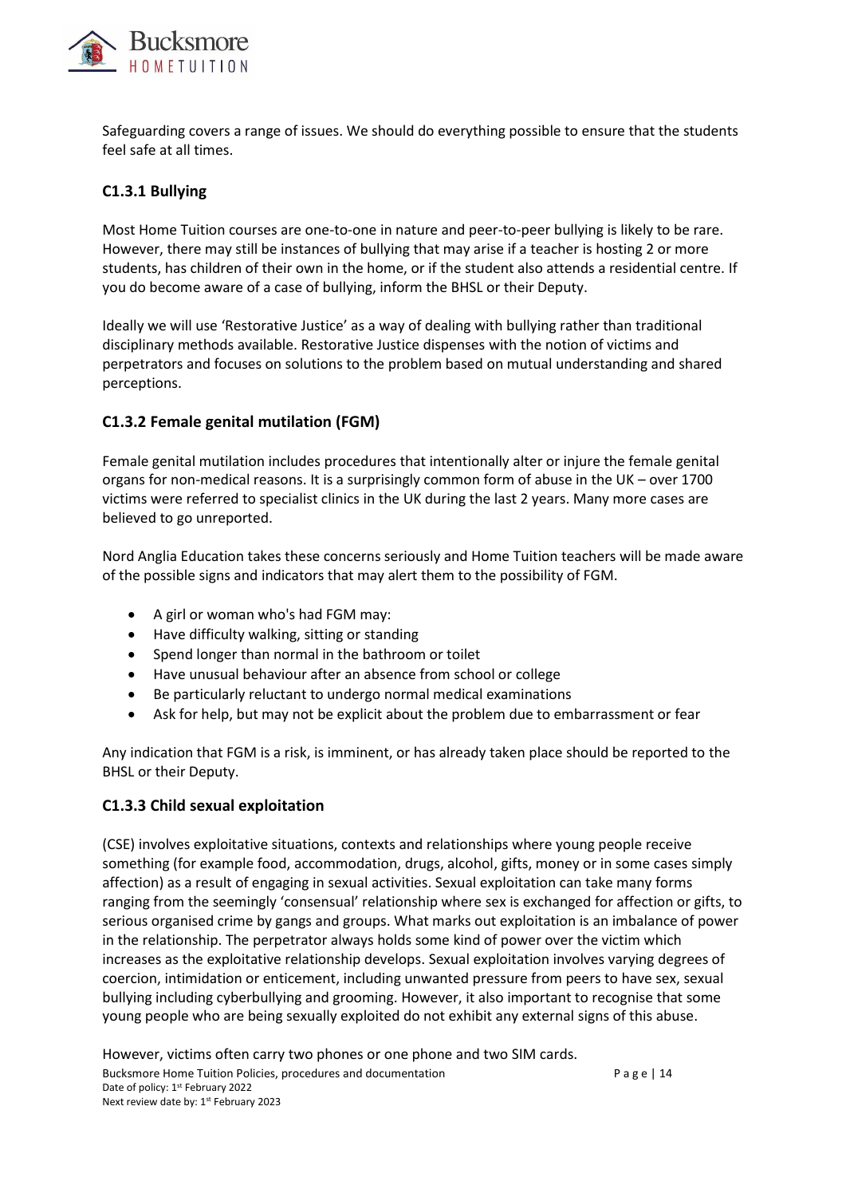Safeguarding covers a range of issues. We should do everything possible to ensure that the students feel safe at all times.

### C1.3.1 Bullying

Most Home Tuition courses are one-to-one in nature and peer-to-peer bullying is likely to be rare. However, there may still be instances of bullying that may arise if a teacher is hosting 2 or more students, has children of their own in the home, or if the student also attends a residential centre. If you do become aware of a case of bullying, inform the BHSL or their Deputy.

Ideally we will use 'Restorative Justice' as a way of dealing with bullying rather than traditional disciplinary methods available. Restorative Justice dispenses with the notion of victims and perpetrators and focuses on solutions to the problem based on mutual understanding and shared perceptions.

### C1.3.2 Female genital mutilation (FGM)

Female genital mutilation includes procedures that intentionally alter or injure the female genital organs for non-medical reasons. It is a surprisingly common form of abuse in the UK – over 1700 victims were referred to specialist clinics in the UK during the last 2 years. Many more cases are believed to go unreported.

Nord Anglia Education takes these concerns seriously and Home Tuition teachers will be made aware of the possible signs and indicators that may alert them to the possibility of FGM.

- A girl or woman who's had FGM may:
- Have difficulty walking, sitting or standing
- Spend longer than normal in the bathroom or toilet
- Have unusual behaviour after an absence from school or college
- Be particularly reluctant to undergo normal medical examinations
- Ask for help, but may not be explicit about the problem due to embarrassment or fear

Any indication that FGM is a risk, is imminent, or has already taken place should be reported to the BHSL or their Deputy.

### C1.3.3 Child sexual exploitation

(CSE) involves exploitative situations, contexts and relationships where young people receive something (for example food, accommodation, drugs, alcohol, gifts, money or in some cases simply affection) as a result of engaging in sexual activities. Sexual exploitation can take many forms ranging from the seemingly 'consensual' relationship where sex is exchanged for affection or gifts, to serious organised crime by gangs and groups. What marks out exploitation is an imbalance of power in the relationship. The perpetrator always holds some kind of power over the victim which increases as the exploitative relationship develops. Sexual exploitation involves varying degrees of coercion, intimidation or enticement, including unwanted pressure from peers to have sex, sexual bullying including cyberbullying and grooming. However, it also important to recognise that some young people who are being sexually exploited do not exhibit any external signs of this abuse.

However, victims often carry two phones or one phone and two SIM cards.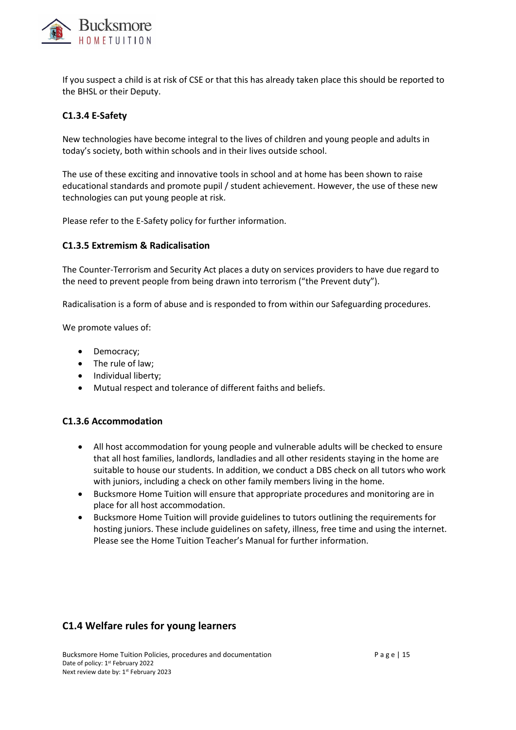If you suspect a child is at risk of CSE or that this has already taken place this should be reported to the BHSL or their Deputy.

### C1.3.4 E-Safety

New technologies have become integral to the lives of children and young people and adults in today's society, both within schools and in their lives outside school.

The use of these exciting and innovative tools in school and at home has been shown to raise educational standards and promote pupil / student achievement. However, the use of these new technologies can put young people at risk.

Please refer to the E-Safety policy for further information.

### C1.3.5 Extremism & Radicalisation

The Counter-Terrorism and Security Act places a duty on services providers to have due regard to the need to prevent people from being drawn into terrorism ("the Prevent duty").

Radicalisation is a form of abuse and is responded to from within our Safeguarding procedures.

We promote values of:

- Democracy;
- The rule of law;
- Individual liberty;
- Mutual respect and tolerance of different faiths and beliefs.

### C1.3.6 Accommodation

- All host accommodation for young people and vulnerable adults will be checked to ensure that all host families, landlords, landladies and all other residents staying in the home are suitable to house our students. In addition, we conduct a DBS check on all tutors who work with juniors, including a check on other family members living in the home.
- Bucksmore Home Tuition will ensure that appropriate procedures and monitoring are in place for all host accommodation.
- Bucksmore Home Tuition will provide guidelines to tutors outlining the requirements for hosting juniors. These include guidelines on safety, illness, free time and using the internet. Please see the Home Tuition Teacher's Manual for further information.

## C1.4 Welfare rules for young learners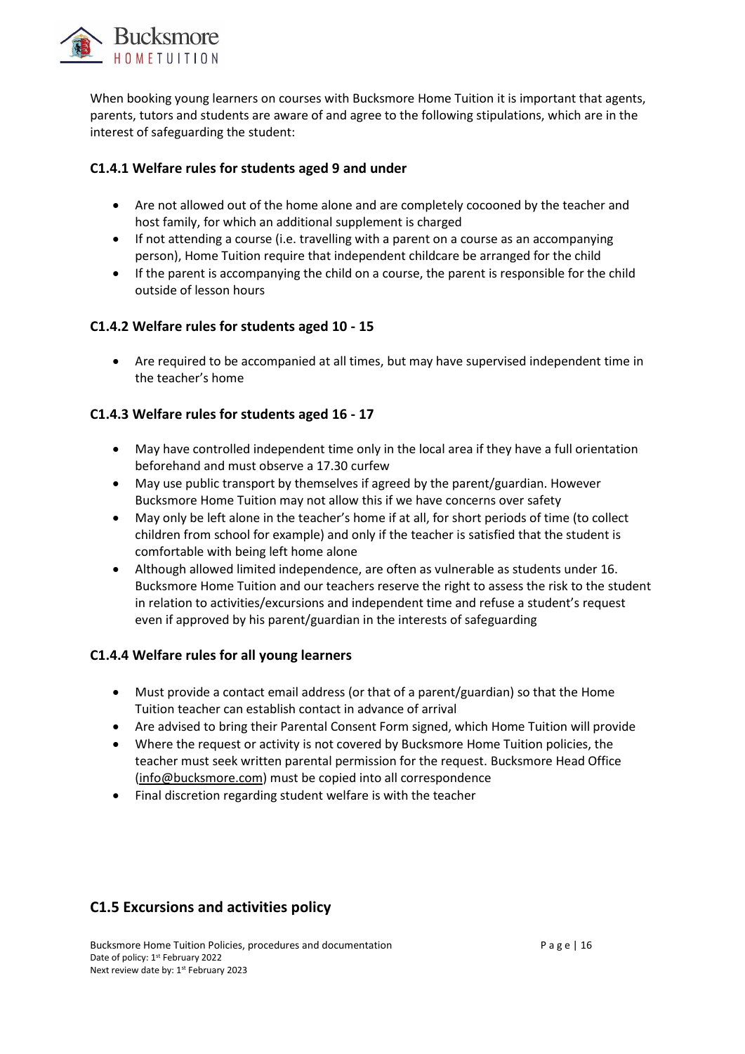When booking young learners on courses with Bucksmore Home Tuition it is important that agents, parents, tutors and students are aware of and agree to the following stipulations, which are in the interest of safeguarding the student:

### C1.4.1 Welfare rules for students aged 9 and under

- Are not allowed out of the home alone and are completely cocooned by the teacher and host family, for which an additional supplement is charged
- If not attending a course (i.e. travelling with a parent on a course as an accompanying person), Home Tuition require that independent childcare be arranged for the child
- If the parent is accompanying the child on a course, the parent is responsible for the child outside of lesson hours

### C1.4.2 Welfare rules for students aged 10 - 15

- Are required to be accompanied at all times, but may have supervised independent time in the teacher's home

### C1.4.3 Welfare rules for students aged 16 - 17

- May have controlled independent time only in the local area if they have a full orientation beforehand and must observe a 17.30 curfew
- May use public transport by themselves if agreed by the parent/guardian. However Bucksmore Home Tuition may not allow this if we have concerns over safety
- May only be left alone in the teacher's home if at all, for short periods of time (to collect children from school for example) and only if the teacher is satisfied that the student is comfortable with being left home alone
- Although allowed limited independence, are often as vulnerable as students under 16. Bucksmore Home Tuition and our teachers reserve the right to assess the risk to the student in relation to activities/excursions and independent time and refuse a student's request even if approved by his parent/guardian in the interests of safeguarding

### C1.4.4 Welfare rules for all young learners

- Must provide a contact email address (or that of a parent/guardian) so that the Home Tuition teacher can establish contact in advance of arrival
- Are advised to bring their Parental Consent Form signed, which Home Tuition will provide
- Where the request or activity is not covered by Bucksmore Home Tuition policies, the teacher must seek written parental permission for the request. Bucksmore Head Office (info@bucksmore.com) must be copied into all correspondence
- Final discretion regarding student welfare is with the teacher

## C1.5 Excursions and activities policy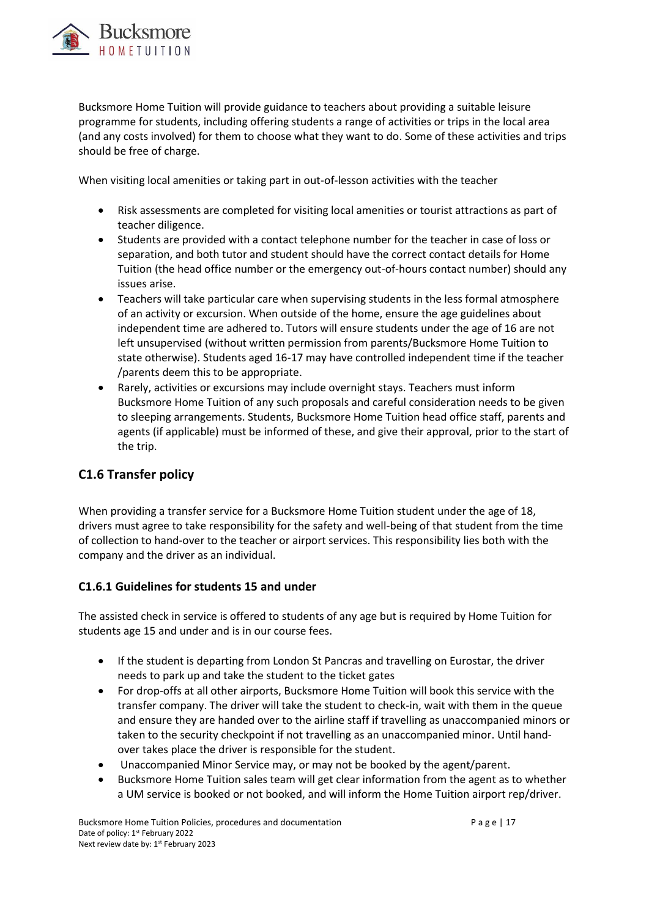Bucksmore Home Tuition will provide guidance to teachers about providing a suitable leisure programme for students, including offering students a range of activities or trips in the local area (and any costs involved) for them to choose what they want to do. Some of these activities and trips should be free of charge.

When visiting local amenities or taking part in out-of-lesson activities with the teacher

- Risk assessments are completed for visiting local amenities or tourist attractions as part of teacher diligence.
- Students are provided with a contact telephone number for the teacher in case of loss or separation, and both tutor and student should have the correct contact details for Home Tuition (the head office number or the emergency out-of-hours contact number) should any issues arise.
- Teachers will take particular care when supervising students in the less formal atmosphere of an activity or excursion. When outside of the home, ensure the age guidelines about independent time are adhered to. Tutors will ensure students under the age of 16 are not left unsupervised (without written permission from parents/Bucksmore Home Tuition to state otherwise). Students aged 16-17 may have controlled independent time if the teacher /parents deem this to be appropriate.
- Rarely, activities or excursions may include overnight stays. Teachers must inform Bucksmore Home Tuition of any such proposals and careful consideration needs to be given to sleeping arrangements. Students, Bucksmore Home Tuition head office staff, parents and agents (if applicable) must be informed of these, and give their approval, prior to the start of the trip.

## C1.6 Transfer policy

When providing a transfer service for a Bucksmore Home Tuition student under the age of 18, drivers must agree to take responsibility for the safety and well-being of that student from the time of collection to hand-over to the teacher or airport services. This responsibility lies both with the company and the driver as an individual.

### C1.6.1 Guidelines for students 15 and under

The assisted check in service is offered to students of any age but is required by Home Tuition for students age 15 and under and is in our course fees.

- If the student is departing from London St Pancras and travelling on Eurostar, the driver needs to park up and take the student to the ticket gates
- For drop-offs at all other airports, Bucksmore Home Tuition will book this service with the transfer company. The driver will take the student to check-in, wait with them in the queue and ensure they are handed over to the airline staff if travelling as unaccompanied minors or taken to the security checkpoint if not travelling as an unaccompanied minor. Until hand-over takes place the driver is responsible for the student.
- Unaccompanied Minor Service may, or may not be booked by the agent/parent.
- Bucksmore Home Tuition sales team will get clear information from the agent as to whether a UM service is booked or not booked, and will inform the Home Tuition airport rep/driver.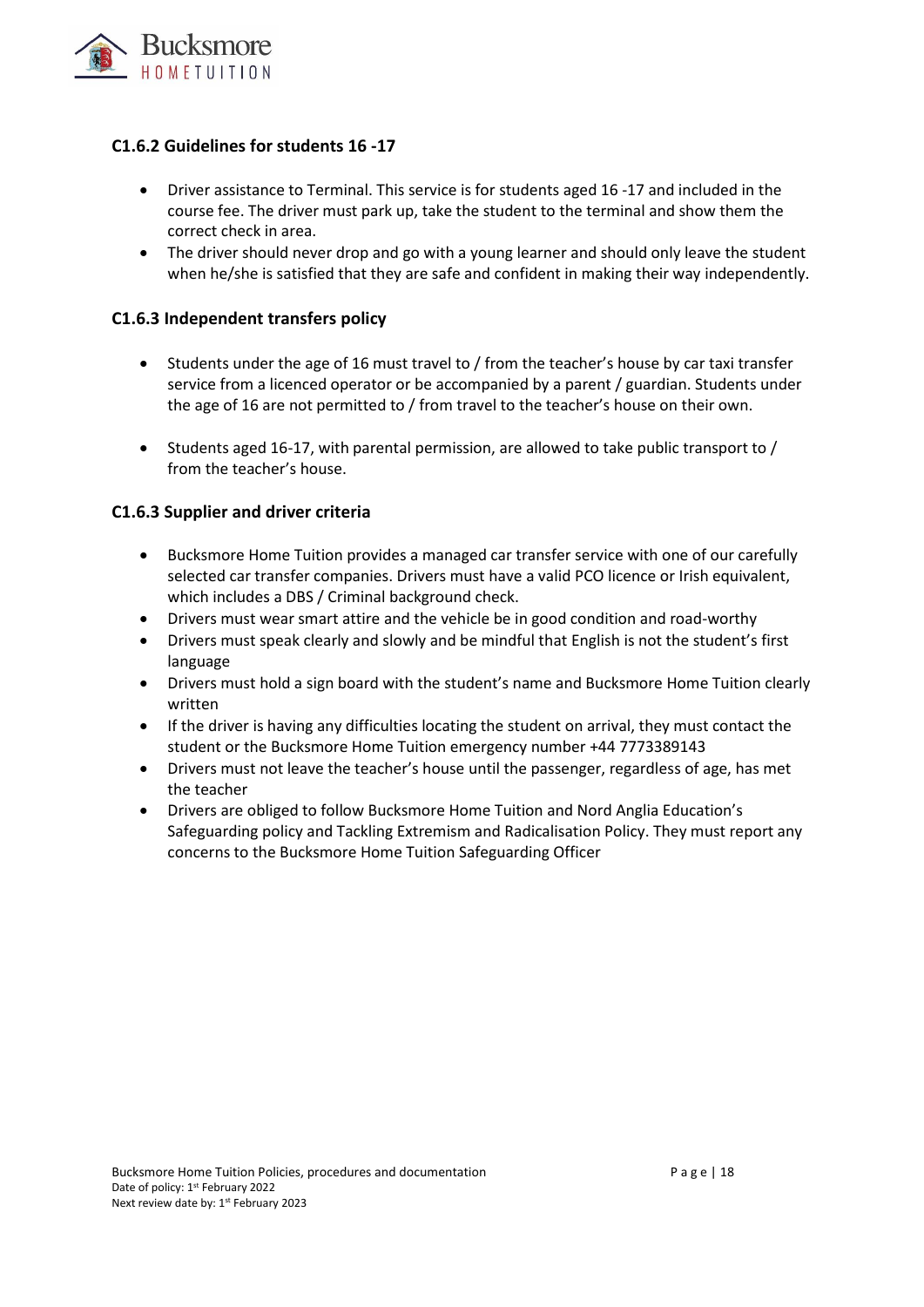### C1.6.2 Guidelines for students 16 -17

- Driver assistance to Terminal. This service is for students aged 16 -17 and included in the course fee. The driver must park up, take the student to the terminal and show them the correct check in area.
- The driver should never drop and go with a young learner and should only leave the student when he/she is satisfied that they are safe and confident in making their way independently.

### C1.6.3 Independent transfers policy

- Students under the age of 16 must travel to / from the teacher's house by car taxi transfer service from a licenced operator or be accompanied by a parent / guardian. Students under the age of 16 are not permitted to / from travel to the teacher's house on their own.

- Students aged 16-17, with parental permission, are allowed to take public transport to / from the teacher's house.

### C1.6.3 Supplier and driver criteria

- Bucksmore Home Tuition provides a managed car transfer service with one of our carefully selected car transfer companies. Drivers must have a valid PCO licence or Irish equivalent, which includes a DBS / Criminal background check.
- Drivers must wear smart attire and the vehicle be in good condition and road-worthy
- Drivers must speak clearly and slowly and be mindful that English is not the student's first language
- Drivers must hold a sign board with the student's name and Bucksmore Home Tuition clearly written
- If the driver is having any difficulties locating the student on arrival, they must contact the student or the Bucksmore Home Tuition emergency number +44 7773389143
- Drivers must not leave the teacher's house until the passenger, regardless of age, has met the teacher
- Drivers are obliged to follow Bucksmore Home Tuition and Nord Anglia Education's Safeguarding policy and Tackling Extremism and Radicalisation Policy. They must report any concerns to the Bucksmore Home Tuition Safeguarding Officer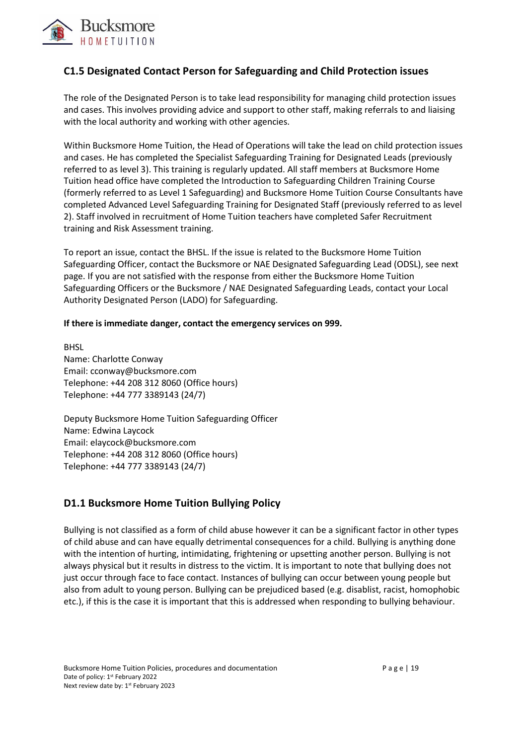## C1.5 Designated Contact Person for Safeguarding and Child Protection issues

The role of the Designated Person is to take lead responsibility for managing child protection issues and cases. This involves providing advice and support to other staff, making referrals to and liaising with the local authority and working with other agencies.

Within Bucksmore Home Tuition, the Head of Operations will take the lead on child protection issues and cases. He has completed the Specialist Safeguarding Training for Designated Leads (previously referred to as level 3). This training is regularly updated. All staff members at Bucksmore Home Tuition head office have completed the Introduction to Safeguarding Children Training Course (formerly referred to as Level 1 Safeguarding) and Bucksmore Home Tuition Course Consultants have completed Advanced Level Safeguarding Training for Designated Staff (previously referred to as level 2). Staff involved in recruitment of Home Tuition teachers have completed Safer Recruitment training and Risk Assessment training.

To report an issue, contact the BHSL. If the issue is related to the Bucksmore Home Tuition Safeguarding Officer, contact the Bucksmore or NAE Designated Safeguarding Lead (ODSL), see next page. If you are not satisfied with the response from either the Bucksmore Home Tuition Safeguarding Officers or the Bucksmore / NAE Designated Safeguarding Leads, contact your Local Authority Designated Person (LADO) for Safeguarding.

**If there is immediate danger, contact the emergency services on 999.**

BHSL
Name: Charlotte Conway
Email: cconway@bucksmore.com
Telephone: +44 208 312 8060 (Office hours)
Telephone: +44 777 3389143 (24/7)

Deputy Bucksmore Home Tuition Safeguarding Officer
Name: Edwina Laycock
Email: elaycock@bucksmore.com
Telephone: +44 208 312 8060 (Office hours)
Telephone: +44 777 3389143 (24/7)

## D1.1 Bucksmore Home Tuition Bullying Policy

Bullying is not classified as a form of child abuse however it can be a significant factor in other types of child abuse and can have equally detrimental consequences for a child. Bullying is anything done with the intention of hurting, intimidating, frightening or upsetting another person. Bullying is not always physical but it results in distress to the victim. It is important to note that bullying does not just occur through face to face contact. Instances of bullying can occur between young people but also from adult to young person. Bullying can be prejudiced based (e.g. disablist, racist, homophobic etc.), if this is the case it is important that this is addressed when responding to bullying behaviour.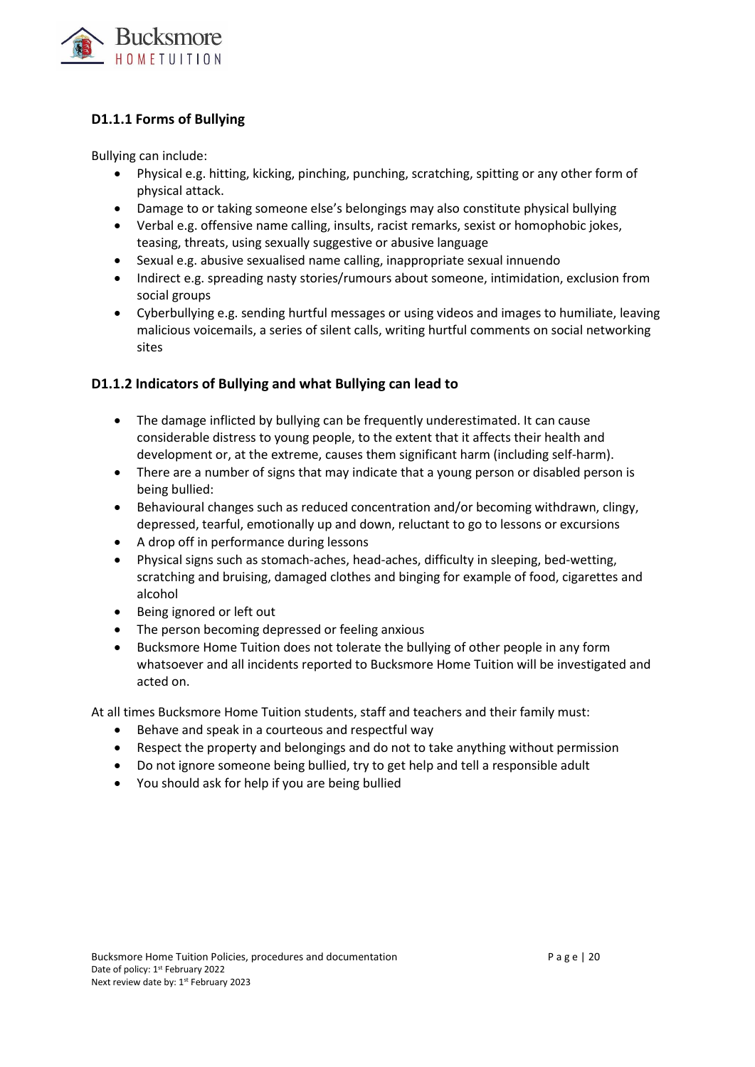### D1.1.1 Forms of Bullying

Bullying can include:

- Physical e.g. hitting, kicking, pinching, punching, scratching, spitting or any other form of physical attack.
- Damage to or taking someone else's belongings may also constitute physical bullying
- Verbal e.g. offensive name calling, insults, racist remarks, sexist or homophobic jokes, teasing, threats, using sexually suggestive or abusive language
- Sexual e.g. abusive sexualised name calling, inappropriate sexual innuendo
- Indirect e.g. spreading nasty stories/rumours about someone, intimidation, exclusion from social groups
- Cyberbullying e.g. sending hurtful messages or using videos and images to humiliate, leaving malicious voicemails, a series of silent calls, writing hurtful comments on social networking sites

### D1.1.2 Indicators of Bullying and what Bullying can lead to

- The damage inflicted by bullying can be frequently underestimated. It can cause considerable distress to young people, to the extent that it affects their health and development or, at the extreme, causes them significant harm (including self-harm).
- There are a number of signs that may indicate that a young person or disabled person is being bullied:
- Behavioural changes such as reduced concentration and/or becoming withdrawn, clingy, depressed, tearful, emotionally up and down, reluctant to go to lessons or excursions
- A drop off in performance during lessons
- Physical signs such as stomach-aches, head-aches, difficulty in sleeping, bed-wetting, scratching and bruising, damaged clothes and binging for example of food, cigarettes and alcohol
- Being ignored or left out
- The person becoming depressed or feeling anxious
- Bucksmore Home Tuition does not tolerate the bullying of other people in any form whatsoever and all incidents reported to Bucksmore Home Tuition will be investigated and acted on.

At all times Bucksmore Home Tuition students, staff and teachers and their family must:

- Behave and speak in a courteous and respectful way
- Respect the property and belongings and do not to take anything without permission
- Do not ignore someone being bullied, try to get help and tell a responsible adult
- You should ask for help if you are being bullied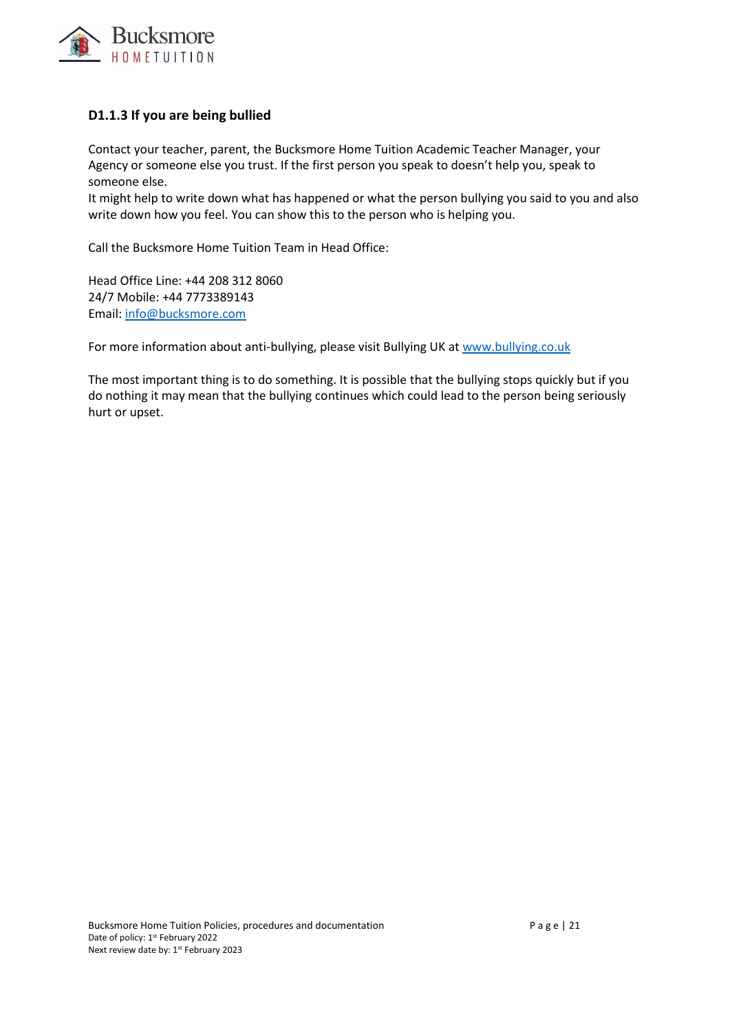### D1.1.3 If you are being bullied

Contact your teacher, parent, the Bucksmore Home Tuition Academic Teacher Manager, your Agency or someone else you trust. If the first person you speak to doesn't help you, speak to someone else.
It might help to write down what has happened or what the person bullying you said to you and also write down how you feel. You can show this to the person who is helping you.

Call the Bucksmore Home Tuition Team in Head Office:

Head Office Line: +44 208 312 8060
24/7 Mobile: +44 7773389143
Email: info@bucksmore.com

For more information about anti-bullying, please visit Bullying UK at www.bullying.co.uk

The most important thing is to do something. It is possible that the bullying stops quickly but if you do nothing it may mean that the bullying continues which could lead to the person being seriously hurt or upset.